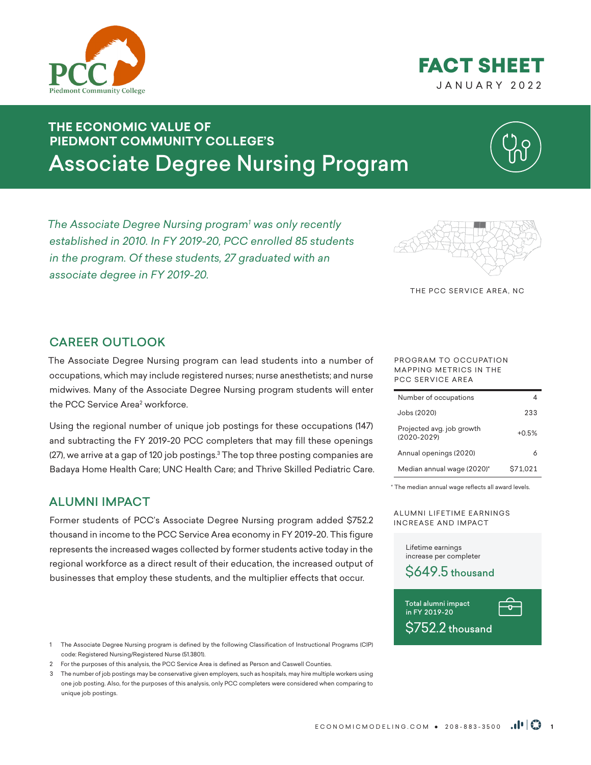# FACT SHEET

JANUARY 2022

## THE ECONOMIC VALUE OF PIEDMONT COMMUNITY COLLEGE'S

# Associate Degree Nursing Program

*The Associate Degree Nursing program[1] was only recently established in 2010. In FY 2019-20, PCC enrolled 85 students in the program. Of these students, 27 graduated with an associate degree in FY 2019-20.*

THE PCC SERVICE AREA, NC

## CAREER OUTLOOK

The Associate Degree Nursing program can lead students into a number of occupations, which may include registered nurses; nurse anesthetists; and nurse midwives. Many of the Associate Degree Nursing program students will enter the PCC Service Area[2] workforce.

Using the regional number of unique job postings for these occupations (147) and subtracting the FY 2019-20 PCC completers that may fill these openings (27), we arrive at a gap of 120 job postings.[3] The top three posting companies are Badaya Home Health Care; UNC Health Care; and Thrive Skilled Pediatric Care.

PROGRAM TO OCCUPATION MAPPING METRICS IN THE PCC SERVICE AREA

| Metric | Value |
|---|---|
| Number of occupations | 4 |
| Jobs (2020) | 233 |
| Projected avg. job growth (2020-2029) | +0.5% |
| Annual openings (2020) | 6 |
| Median annual wage (2020)* | $71,021 |

\* The median annual wage reflects all award levels.

## ALUMNI IMPACT

Former students of PCC's Associate Degree Nursing program added $752.2 thousand in income to the PCC Service Area economy in FY 2019-20. This figure represents the increased wages collected by former students active today in the regional workforce as a direct result of their education, the increased output of businesses that employ these students, and the multiplier effects that occur.

ALUMNI LIFETIME EARNINGS INCREASE AND IMPACT

Lifetime earnings increase per completer
**$649.5 thousand**

Total alumni impact in FY 2019-20
**$752.2 thousand**

1 The Associate Degree Nursing program is defined by the following Classification of Instructional Programs (CIP) code: Registered Nursing/Registered Nurse (51.3801).

2 For the purposes of this analysis, the PCC Service Area is defined as Person and Caswell Counties.

3 The number of job postings may be conservative given employers, such as hospitals, may hire multiple workers using one job posting. Also, for the purposes of this analysis, only PCC completers were considered when comparing to unique job postings.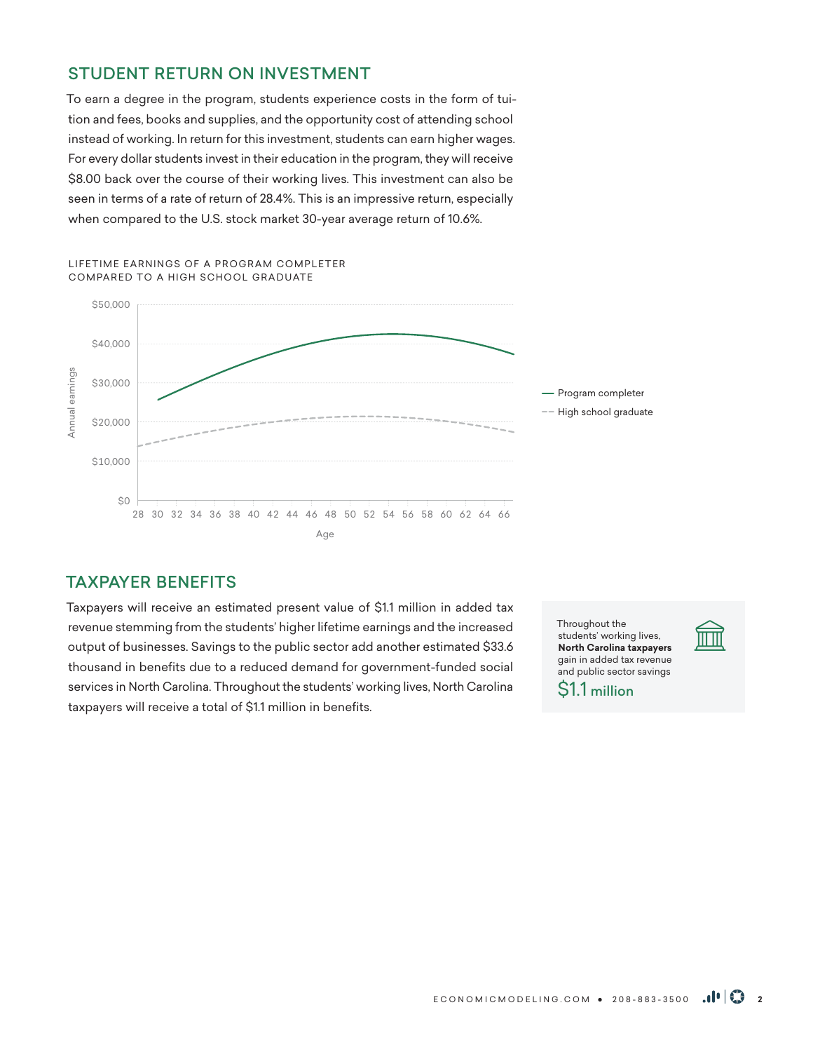## STUDENT RETURN ON INVESTMENT

To earn a degree in the program, students experience costs in the form of tuition and fees, books and supplies, and the opportunity cost of attending school instead of working. In return for this investment, students can earn higher wages. For every dollar students invest in their education in the program, they will receive $8.00 back over the course of their working lives. This investment can also be seen in terms of a rate of return of 28.4%. This is an impressive return, especially when compared to the U.S. stock market 30-year average return of 10.6%.

LIFETIME EARNINGS OF A PROGRAM COMPLETER COMPARED TO A HIGH SCHOOL GRADUATE

Annual earnings

$50,000
$40,000
$30,000
$20,000
$10,000
$0

28 30 32 34 36 38 40 42 44 46 48 50 52 54 56 58 60 62 64 66

Age

Program completer
High school graduate

## TAXPAYER BENEFITS

Taxpayers will receive an estimated present value of $1.1 million in added tax revenue stemming from the students' higher lifetime earnings and the increased output of businesses. Savings to the public sector add another estimated $33.6 thousand in benefits due to a reduced demand for government-funded social services in North Carolina. Throughout the students' working lives, North Carolina taxpayers will receive a total of $1.1 million in benefits.

Throughout the students' working lives, **North Carolina taxpayers** gain in added tax revenue and public sector savings

$1.1 million